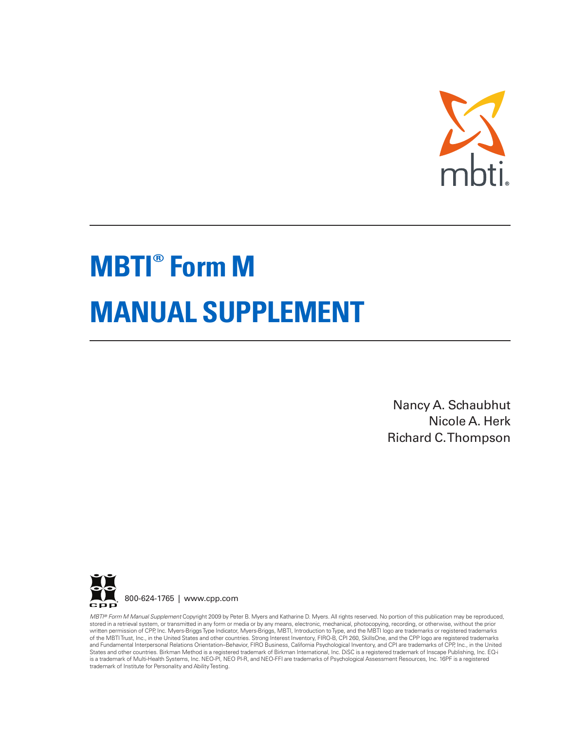mbti®

# MBTI® Form M

# MANUAL SUPPLEMENT

Nancy A. Schaubhut
Nicole A. Herk
Richard C. Thompson

cpp 800-624-1765 | www.cpp.com

*MBTI® Form M Manual Supplement* Copyright 2009 by Peter B. Myers and Katharine D. Myers. All rights reserved. No portion of this publication may be reproduced, stored in a retrieval system, or transmitted in any form or media or by any means, electronic, mechanical, photocopying, recording, or otherwise, without the prior written permission of CPP, Inc. Myers-Briggs Type Indicator, Myers-Briggs, MBTI, Introduction to Type, and the MBTI logo are trademarks or registered trademarks of the MBTI Trust, Inc., in the United States and other countries. Strong Interest Inventory, FIRO-B, CPI 260, SkillsOne, and the CPP logo are registered trademarks and Fundamental Interpersonal Relations Orientation–Behavior, FIRO Business, California Psychological Inventory, and CPI are trademarks of CPP, Inc., in the United States and other countries. Birkman Method is a registered trademark of Birkman International, Inc. DiSC is a registered trademark of Inscape Publishing, Inc. EQ-i is a trademark of Multi-Health Systems, Inc. NEO-PI, NEO PI-R, and NEO-FFI are trademarks of Psychological Assessment Resources, Inc. 16PF is a registered trademark of Institute for Personality and Ability Testing.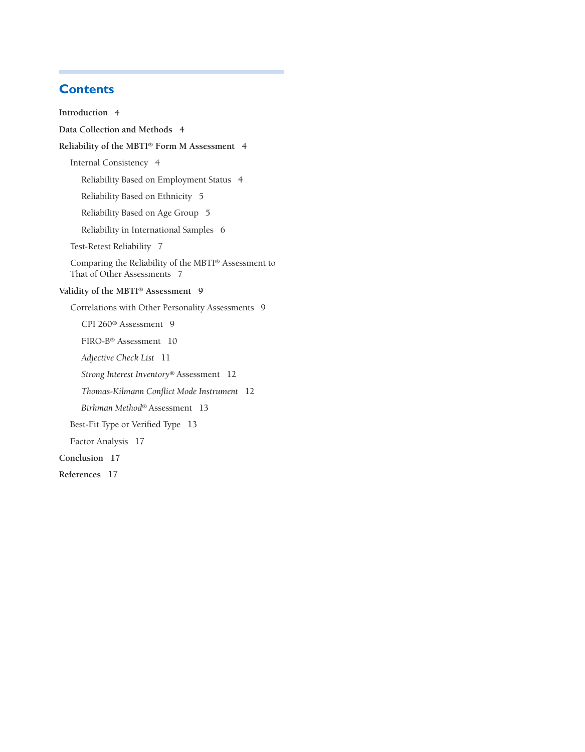# Contents

**Introduction** 4

**Data Collection and Methods** 4

**Reliability of the MBTI® Form M Assessment** 4

- Internal Consistency 4
  - Reliability Based on Employment Status 4
  - Reliability Based on Ethnicity 5
  - Reliability Based on Age Group 5
  - Reliability in International Samples 6
- Test-Retest Reliability 7
- Comparing the Reliability of the MBTI® Assessment to That of Other Assessments 7

**Validity of the MBTI® Assessment** 9

- Correlations with Other Personality Assessments 9
  - CPI 260® Assessment 9
  - FIRO-B® Assessment 10
  - *Adjective Check List* 11
  - *Strong Interest Inventory*® Assessment 12
  - *Thomas-Kilmann Conflict Mode Instrument* 12
  - *Birkman Method*® Assessment 13
- Best-Fit Type or Verified Type 13
- Factor Analysis 17

**Conclusion** 17

**References** 17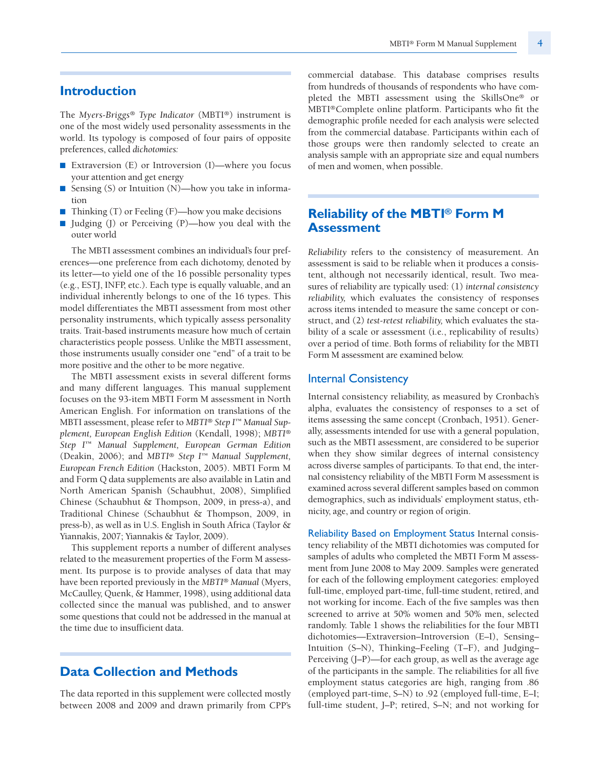## Introduction

The *Myers-Briggs® Type Indicator* (MBTI®) instrument is one of the most widely used personality assessments in the world. Its typology is composed of four pairs of opposite preferences, called *dichotomies:*

- Extraversion (E) or Introversion (I)—where you focus your attention and get energy
- Sensing (S) or Intuition (N)—how you take in information
- Thinking (T) or Feeling (F)—how you make decisions
- Judging (J) or Perceiving (P)—how you deal with the outer world

The MBTI assessment combines an individual's four preferences—one preference from each dichotomy, denoted by its letter—to yield one of the 16 possible personality types (e.g., ESTJ, INFP, etc.). Each type is equally valuable, and an individual inherently belongs to one of the 16 types. This model differentiates the MBTI assessment from most other personality instruments, which typically assess personality traits. Trait-based instruments measure how much of certain characteristics people possess. Unlike the MBTI assessment, those instruments usually consider one "end" of a trait to be more positive and the other to be more negative.

The MBTI assessment exists in several different forms and many different languages. This manual supplement focuses on the 93-item MBTI Form M assessment in North American English. For information on translations of the MBTI assessment, please refer to *MBTI® Step I™ Manual Supplement, European English Edition* (Kendall, 1998); *MBTI® Step I™ Manual Supplement, European German Edition* (Deakin, 2006); and *MBTI® Step I™ Manual Supplement, European French Edition* (Hackston, 2005). MBTI Form M and Form Q data supplements are also available in Latin and North American Spanish (Schaubhut, 2008), Simplified Chinese (Schaubhut & Thompson, 2009, in press-a), and Traditional Chinese (Schaubhut & Thompson, 2009, in press-b), as well as in U.S. English in South Africa (Taylor & Yiannakis, 2007; Yiannakis & Taylor, 2009).

This supplement reports a number of different analyses related to the measurement properties of the Form M assessment. Its purpose is to provide analyses of data that may have been reported previously in the *MBTI® Manual* (Myers, McCaulley, Quenk, & Hammer, 1998), using additional data collected since the manual was published, and to answer some questions that could not be addressed in the manual at the time due to insufficient data.

## Data Collection and Methods

The data reported in this supplement were collected mostly between 2008 and 2009 and drawn primarily from CPP's commercial database. This database comprises results from hundreds of thousands of respondents who have completed the MBTI assessment using the SkillsOne® or MBTI®Complete online platform. Participants who fit the demographic profile needed for each analysis were selected from the commercial database. Participants within each of those groups were then randomly selected to create an analysis sample with an appropriate size and equal numbers of men and women, when possible.

## Reliability of the MBTI® Form M Assessment

*Reliability* refers to the consistency of measurement. An assessment is said to be reliable when it produces a consistent, although not necessarily identical, result. Two measures of reliability are typically used: (1) *internal consistency reliability,* which evaluates the consistency of responses across items intended to measure the same concept or construct, and (2) *test-retest reliability,* which evaluates the stability of a scale or assessment (i.e., replicability of results) over a period of time. Both forms of reliability for the MBTI Form M assessment are examined below.

### Internal Consistency

Internal consistency reliability, as measured by Cronbach's alpha, evaluates the consistency of responses to a set of items assessing the same concept (Cronbach, 1951). Generally, assessments intended for use with a general population, such as the MBTI assessment, are considered to be superior when they show similar degrees of internal consistency across diverse samples of participants. To that end, the internal consistency reliability of the MBTI Form M assessment is examined across several different samples based on common demographics, such as individuals' employment status, ethnicity, age, and country or region of origin.

**Reliability Based on Employment Status** Internal consistency reliability of the MBTI dichotomies was computed for samples of adults who completed the MBTI Form M assessment from June 2008 to May 2009. Samples were generated for each of the following employment categories: employed full-time, employed part-time, full-time student, retired, and not working for income. Each of the five samples was then screened to arrive at 50% women and 50% men, selected randomly. Table 1 shows the reliabilities for the four MBTI dichotomies—Extraversion–Introversion (E–I), Sensing–Intuition (S–N), Thinking–Feeling (T–F), and Judging–Perceiving (J–P)—for each group, as well as the average age of the participants in the sample. The reliabilities for all five employment status categories are high, ranging from .86 (employed part-time, S–N) to .92 (employed full-time, E–I; full-time student, J–P; retired, S–N; and not working for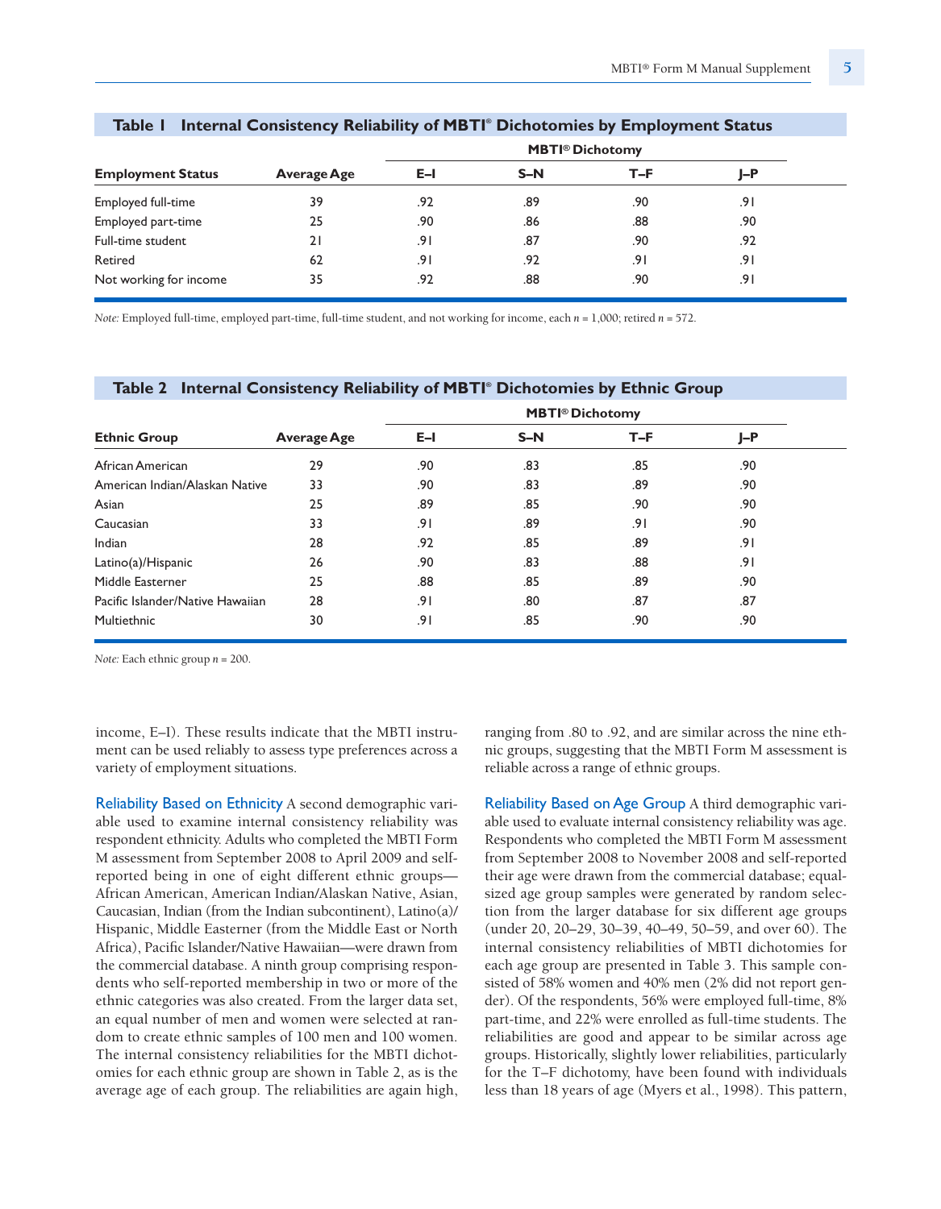**Table 1 Internal Consistency Reliability of MBTI® Dichotomies by Employment Status**

| Employment Status | Average Age | MBTI® Dichotomy | | | |
|---|---|---|---|---|---|
| | | E–I | S–N | T–F | J–P |
| Employed full-time | 39 | .92 | .89 | .90 | .91 |
| Employed part-time | 25 | .90 | .86 | .88 | .90 |
| Full-time student | 21 | .91 | .87 | .90 | .92 |
| Retired | 62 | .91 | .92 | .91 | .91 |
| Not working for income | 35 | .92 | .88 | .90 | .91 |

*Note:* Employed full-time, employed part-time, full-time student, and not working for income, each *n* = 1,000; retired *n* = 572.

**Table 2 Internal Consistency Reliability of MBTI® Dichotomies by Ethnic Group**

| Ethnic Group | Average Age | MBTI® Dichotomy | | | |
|---|---|---|---|---|---|
| | | E–I | S–N | T–F | J–P |
| African American | 29 | .90 | .83 | .85 | .90 |
| American Indian/Alaskan Native | 33 | .90 | .83 | .89 | .90 |
| Asian | 25 | .89 | .85 | .90 | .90 |
| Caucasian | 33 | .91 | .89 | .91 | .90 |
| Indian | 28 | .92 | .85 | .89 | .91 |
| Latino(a)/Hispanic | 26 | .90 | .83 | .88 | .91 |
| Middle Easterner | 25 | .88 | .85 | .89 | .90 |
| Pacific Islander/Native Hawaiian | 28 | .91 | .80 | .87 | .87 |
| Multiethnic | 30 | .91 | .85 | .90 | .90 |

*Note:* Each ethnic group *n* = 200.

income, E–I). These results indicate that the MBTI instrument can be used reliably to assess type preferences across a variety of employment situations.

**Reliability Based on Ethnicity** A second demographic variable used to examine internal consistency reliability was respondent ethnicity. Adults who completed the MBTI Form M assessment from September 2008 to April 2009 and self-reported being in one of eight different ethnic groups—African American, American Indian/Alaskan Native, Asian, Caucasian, Indian (from the Indian subcontinent), Latino(a)/Hispanic, Middle Easterner (from the Middle East or North Africa), Pacific Islander/Native Hawaiian—were drawn from the commercial database. A ninth group comprising respondents who self-reported membership in two or more of the ethnic categories was also created. From the larger data set, an equal number of men and women were selected at random to create ethnic samples of 100 men and 100 women. The internal consistency reliabilities for the MBTI dichotomies for each ethnic group are shown in Table 2, as is the average age of each group. The reliabilities are again high, ranging from .80 to .92, and are similar across the nine ethnic groups, suggesting that the MBTI Form M assessment is reliable across a range of ethnic groups.

**Reliability Based on Age Group** A third demographic variable used to evaluate internal consistency reliability was age. Respondents who completed the MBTI Form M assessment from September 2008 to November 2008 and self-reported their age were drawn from the commercial database; equal-sized age group samples were generated by random selection from the larger database for six different age groups (under 20, 20–29, 30–39, 40–49, 50–59, and over 60). The internal consistency reliabilities of MBTI dichotomies for each age group are presented in Table 3. This sample consisted of 58% women and 40% men (2% did not report gender). Of the respondents, 56% were employed full-time, 8% part-time, and 22% were enrolled as full-time students. The reliabilities are good and appear to be similar across age groups. Historically, slightly lower reliabilities, particularly for the T–F dichotomy, have been found with individuals less than 18 years of age (Myers et al., 1998). This pattern,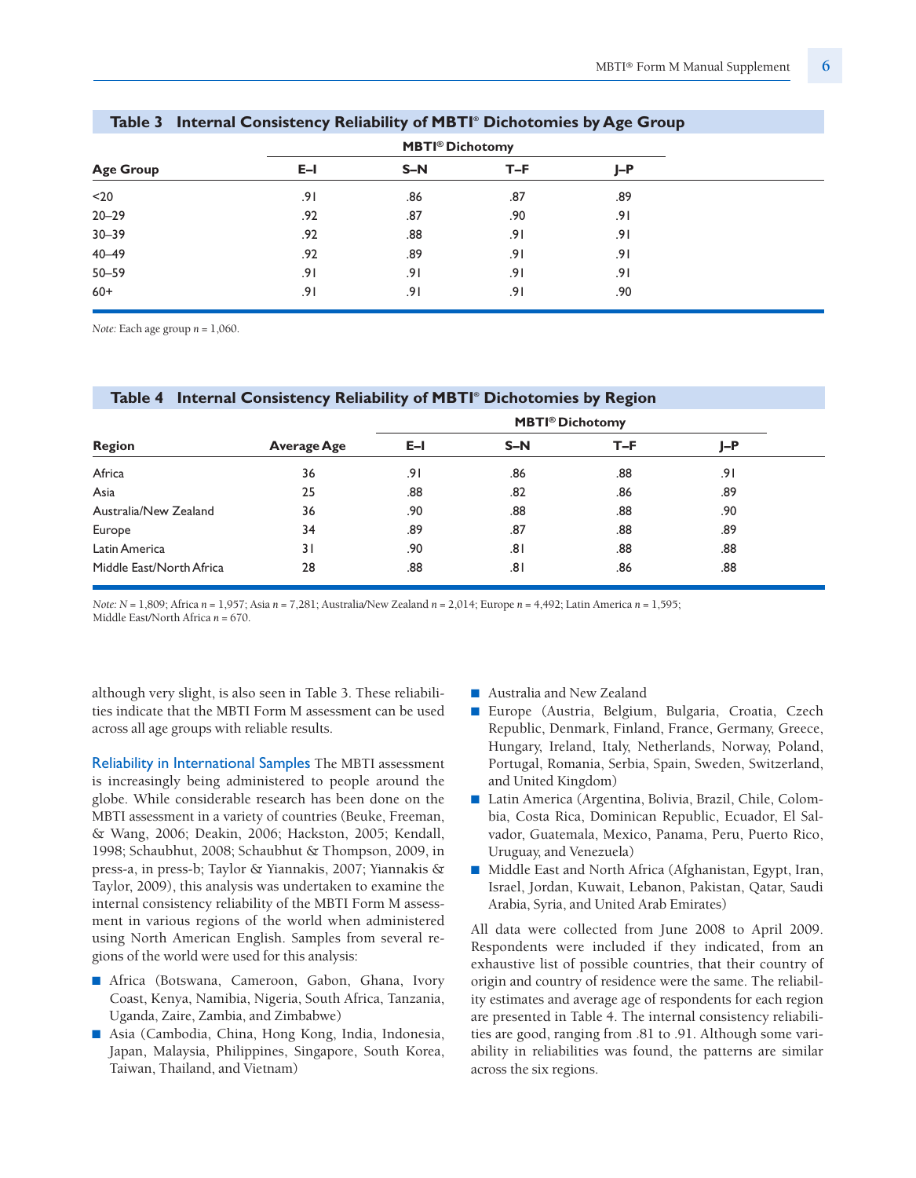**Table 3 Internal Consistency Reliability of MBTI® Dichotomies by Age Group**

| Age Group | MBTI® Dichotomy | | | |
|---|---|---|---|---|
| | E–I | S–N | T–F | J–P |
| <20 | .91 | .86 | .87 | .89 |
| 20–29 | .92 | .87 | .90 | .91 |
| 30–39 | .92 | .88 | .91 | .91 |
| 40–49 | .92 | .89 | .91 | .91 |
| 50–59 | .91 | .91 | .91 | .91 |
| 60+ | .91 | .91 | .91 | .90 |

*Note:* Each age group *n* = 1,060.

**Table 4 Internal Consistency Reliability of MBTI® Dichotomies by Region**

| Region | Average Age | MBTI® Dichotomy | | | |
|---|---|---|---|---|---|
| | | E–I | S–N | T–F | J–P |
| Africa | 36 | .91 | .86 | .88 | .91 |
| Asia | 25 | .88 | .82 | .86 | .89 |
| Australia/New Zealand | 36 | .90 | .88 | .88 | .90 |
| Europe | 34 | .89 | .87 | .88 | .89 |
| Latin America | 31 | .90 | .81 | .88 | .88 |
| Middle East/North Africa | 28 | .88 | .81 | .86 | .88 |

*Note: N* = 1,809; Africa *n* = 1,957; Asia *n* = 7,281; Australia/New Zealand *n* = 2,014; Europe *n* = 4,492; Latin America *n* = 1,595; Middle East/North Africa *n* = 670.

although very slight, is also seen in Table 3. These reliabilities indicate that the MBTI Form M assessment can be used across all age groups with reliable results.

**Reliability in International Samples** The MBTI assessment is increasingly being administered to people around the globe. While considerable research has been done on the MBTI assessment in a variety of countries (Beuke, Freeman, & Wang, 2006; Deakin, 2006; Hackston, 2005; Kendall, 1998; Schaubhut, 2008; Schaubhut & Thompson, 2009, in press-a, in press-b; Taylor & Yiannakis, 2007; Yiannakis & Taylor, 2009), this analysis was undertaken to examine the internal consistency reliability of the MBTI Form M assessment in various regions of the world when administered using North American English. Samples from several regions of the world were used for this analysis:

- Africa (Botswana, Cameroon, Gabon, Ghana, Ivory Coast, Kenya, Namibia, Nigeria, South Africa, Tanzania, Uganda, Zaire, Zambia, and Zimbabwe)
- Asia (Cambodia, China, Hong Kong, India, Indonesia, Japan, Malaysia, Philippines, Singapore, South Korea, Taiwan, Thailand, and Vietnam)
- Australia and New Zealand
- Europe (Austria, Belgium, Bulgaria, Croatia, Czech Republic, Denmark, Finland, France, Germany, Greece, Hungary, Ireland, Italy, Netherlands, Norway, Poland, Portugal, Romania, Serbia, Spain, Sweden, Switzerland, and United Kingdom)
- Latin America (Argentina, Bolivia, Brazil, Chile, Colombia, Costa Rica, Dominican Republic, Ecuador, El Salvador, Guatemala, Mexico, Panama, Peru, Puerto Rico, Uruguay, and Venezuela)
- Middle East and North Africa (Afghanistan, Egypt, Iran, Israel, Jordan, Kuwait, Lebanon, Pakistan, Qatar, Saudi Arabia, Syria, and United Arab Emirates)

All data were collected from June 2008 to April 2009. Respondents were included if they indicated, from an exhaustive list of possible countries, that their country of origin and country of residence were the same. The reliability estimates and average age of respondents for each region are presented in Table 4. The internal consistency reliabilities are good, ranging from .81 to .91. Although some variability in reliabilities was found, the patterns are similar across the six regions.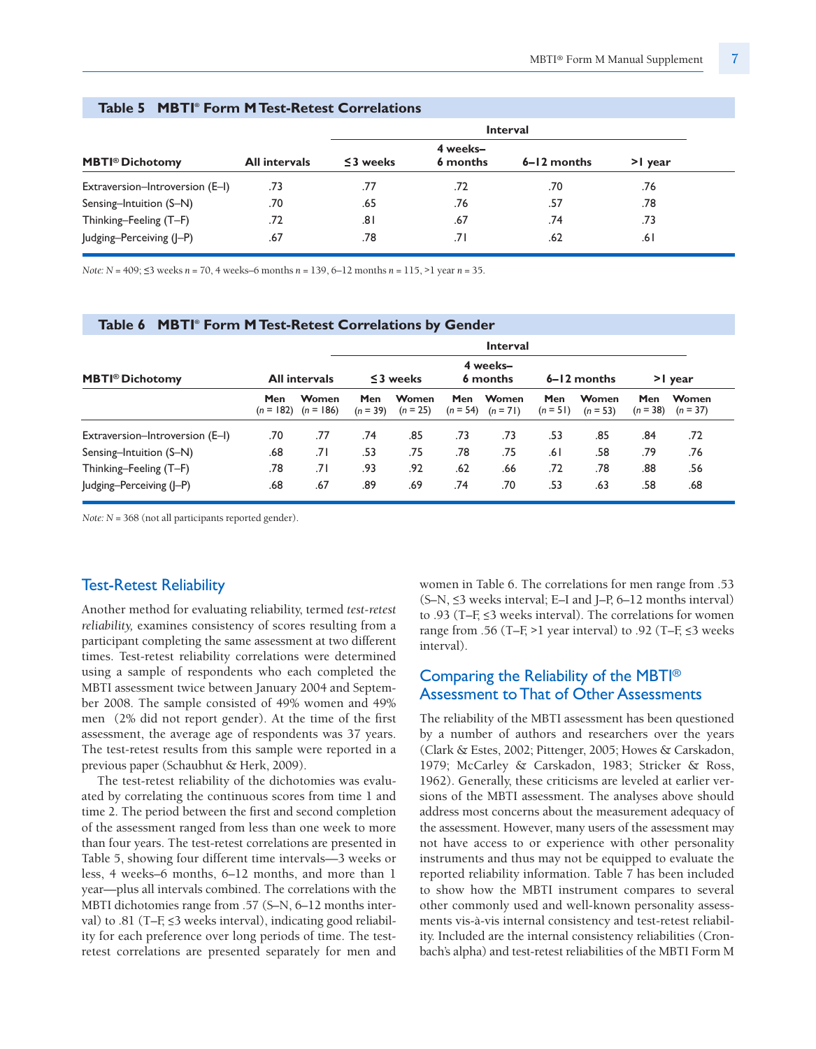**Table 5 MBTI® Form M Test-Retest Correlations**

| MBTI® Dichotomy | All intervals | Interval | | | |
|---|---|---|---|---|---|
| | | ≤3 weeks | 4 weeks–6 months | 6–12 months | >1 year |
| Extraversion–Introversion (E–I) | .73 | .77 | .72 | .70 | .76 |
| Sensing–Intuition (S–N) | .70 | .65 | .76 | .57 | .78 |
| Thinking–Feeling (T–F) | .72 | .81 | .67 | .74 | .73 |
| Judging–Perceiving (J–P) | .67 | .78 | .71 | .62 | .61 |

*Note:* N = 409; ≤3 weeks *n* = 70, 4 weeks–6 months *n* = 139, 6–12 months *n* = 115, >1 year *n* = 35.

**Table 6 MBTI® Form M Test-Retest Correlations by Gender**

| MBTI® Dichotomy | All intervals | | Interval | | | | | | | |
|---|---|---|---|---|---|---|---|---|---|---|
| | | | ≤3 weeks | | 4 weeks–6 months | | 6–12 months | | >1 year | |
| | Men (*n* = 182) | Women (*n* = 186) | Men (*n* = 39) | Women (*n* = 25) | Men (*n* = 54) | Women (*n* = 71) | Men (*n* = 51) | Women (*n* = 53) | Men (*n* = 38) | Women (*n* = 37) |
| Extraversion–Introversion (E–I) | .70 | .77 | .74 | .85 | .73 | .73 | .53 | .85 | .84 | .72 |
| Sensing–Intuition (S–N) | .68 | .71 | .53 | .75 | .78 | .75 | .61 | .58 | .79 | .76 |
| Thinking–Feeling (T–F) | .78 | .71 | .93 | .92 | .62 | .66 | .72 | .78 | .88 | .56 |
| Judging–Perceiving (J–P) | .68 | .67 | .89 | .69 | .74 | .70 | .53 | .63 | .58 | .68 |

*Note:* N = 368 (not all participants reported gender).

## Test-Retest Reliability

Another method for evaluating reliability, termed *test-retest reliability,* examines consistency of scores resulting from a participant completing the same assessment at two different times. Test-retest reliability correlations were determined using a sample of respondents who each completed the MBTI assessment twice between January 2004 and September 2008. The sample consisted of 49% women and 49% men (2% did not report gender). At the time of the first assessment, the average age of respondents was 37 years. The test-retest results from this sample were reported in a previous paper (Schaubhut & Herk, 2009).

The test-retest reliability of the dichotomies was evaluated by correlating the continuous scores from time 1 and time 2. The period between the first and second completion of the assessment ranged from less than one week to more than four years. The test-retest correlations are presented in Table 5, showing four different time intervals—3 weeks or less, 4 weeks–6 months, 6–12 months, and more than 1 year—plus all intervals combined. The correlations with the MBTI dichotomies range from .57 (S–N, 6–12 months interval) to .81 (T–F, ≤3 weeks interval), indicating good reliability for each preference over long periods of time. The test-retest correlations are presented separately for men and women in Table 6. The correlations for men range from .53 (S–N, ≤3 weeks interval; E–I and J–P, 6–12 months interval) to .93 (T–F, ≤3 weeks interval). The correlations for women range from .56 (T–F, >1 year interval) to .92 (T–F, ≤3 weeks interval).

## Comparing the Reliability of the MBTI® Assessment to That of Other Assessments

The reliability of the MBTI assessment has been questioned by a number of authors and researchers over the years (Clark & Estes, 2002; Pittenger, 2005; Howes & Carskadon, 1979; McCarley & Carskadon, 1983; Stricker & Ross, 1962). Generally, these criticisms are leveled at earlier versions of the MBTI assessment. The analyses above should address most concerns about the measurement adequacy of the assessment. However, many users of the assessment may not have access to or experience with other personality instruments and thus may not be equipped to evaluate the reported reliability information. Table 7 has been included to show how the MBTI instrument compares to several other commonly used and well-known personality assessments vis-à-vis internal consistency and test-retest reliability. Included are the internal consistency reliabilities (Cronbach's alpha) and test-retest reliabilities of the MBTI Form M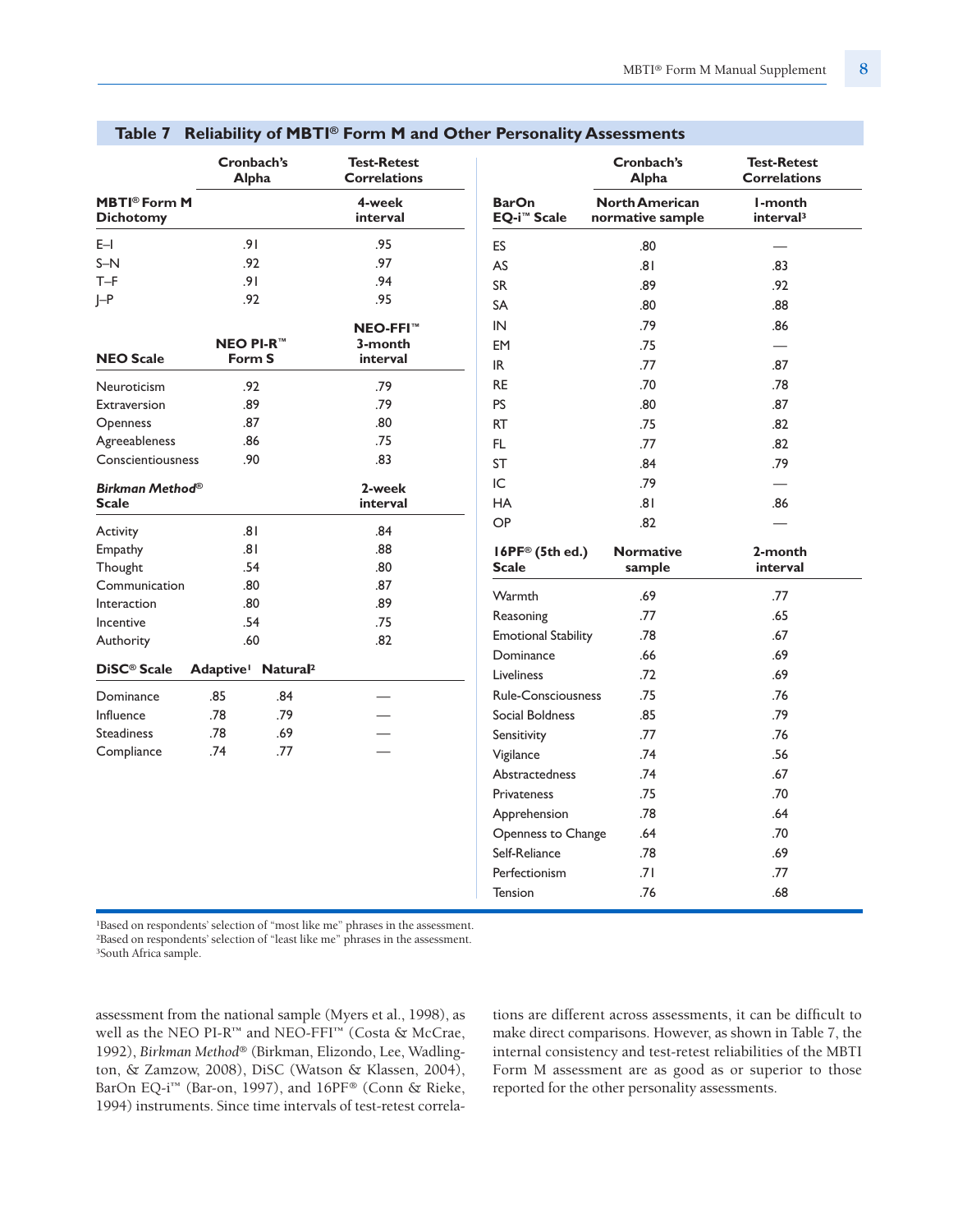**Table 7 Reliability of MBTI® Form M and Other Personality Assessments**

| MBTI® Form M Dichotomy | Cronbach's Alpha | Test-Retest Correlations 4-week interval |
|---|---|---|
| E–I | .91 | .95 |
| S–N | .92 | .97 |
| T–F | .91 | .94 |
| J–P | .92 | .95 |

| NEO Scale | Cronbach's Alpha NEO PI-R™ Form S | Test-Retest Correlations NEO-FFI™ 3-month interval |
|---|---|---|
| Neuroticism | .92 | .79 |
| Extraversion | .89 | .79 |
| Openness | .87 | .80 |
| Agreeableness | .86 | .75 |
| Conscientiousness | .90 | .83 |

| *Birkman Method*® Scale | Cronbach's Alpha | Test-Retest Correlations 2-week interval |
|---|---|---|
| Activity | .81 | .84 |
| Empathy | .81 | .88 |
| Thought | .54 | .80 |
| Communication | .80 | .87 |
| Interaction | .80 | .89 |
| Incentive | .54 | .75 |
| Authority | .60 | .82 |

| DiSC® Scale | Cronbach's Alpha Adaptive[1] | Cronbach's Alpha Natural[2] | Test-Retest Correlations |
|---|---|---|---|
| Dominance | .85 | .84 | — |
| Influence | .78 | .79 | — |
| Steadiness | .78 | .69 | — |
| Compliance | .74 | .77 | — |

| BarOn EQ-i™ Scale | Cronbach's Alpha North American normative sample | Test-Retest Correlations 1-month interval[3] |
|---|---|---|
| ES | .80 | — |
| AS | .81 | .83 |
| SR | .89 | .92 |
| SA | .80 | .88 |
| IN | .79 | .86 |
| EM | .75 | — |
| IR | .77 | .87 |
| RE | .70 | .78 |
| PS | .80 | .87 |
| RT | .75 | .82 |
| FL | .77 | .82 |
| ST | .84 | .79 |
| IC | .79 | — |
| HA | .81 | .86 |
| OP | .82 | — |

| 16PF® (5th ed.) Scale | Cronbach's Alpha Normative sample | Test-Retest Correlations 2-month interval |
|---|---|---|
| Warmth | .69 | .77 |
| Reasoning | .77 | .65 |
| Emotional Stability | .78 | .67 |
| Dominance | .66 | .69 |
| Liveliness | .72 | .69 |
| Rule-Consciousness | .75 | .76 |
| Social Boldness | .85 | .79 |
| Sensitivity | .77 | .76 |
| Vigilance | .74 | .56 |
| Abstractedness | .74 | .67 |
| Privateness | .75 | .70 |
| Apprehension | .78 | .64 |
| Openness to Change | .64 | .70 |
| Self-Reliance | .78 | .69 |
| Perfectionism | .71 | .77 |
| Tension | .76 | .68 |

[1]Based on respondents' selection of "most like me" phrases in the assessment.
[2]Based on respondents' selection of "least like me" phrases in the assessment.
[3]South Africa sample.

assessment from the national sample (Myers et al., 1998), as well as the NEO PI-R™ and NEO-FFI™ (Costa & McCrae, 1992), *Birkman Method*® (Birkman, Elizondo, Lee, Wadlington, & Zamzow, 2008), DiSC (Watson & Klassen, 2004), BarOn EQ-i™ (Bar-on, 1997), and 16PF® (Conn & Rieke, 1994) instruments. Since time intervals of test-retest correlations are different across assessments, it can be difficult to make direct comparisons. However, as shown in Table 7, the internal consistency and test-retest reliabilities of the MBTI Form M assessment are as good as or superior to those reported for the other personality assessments.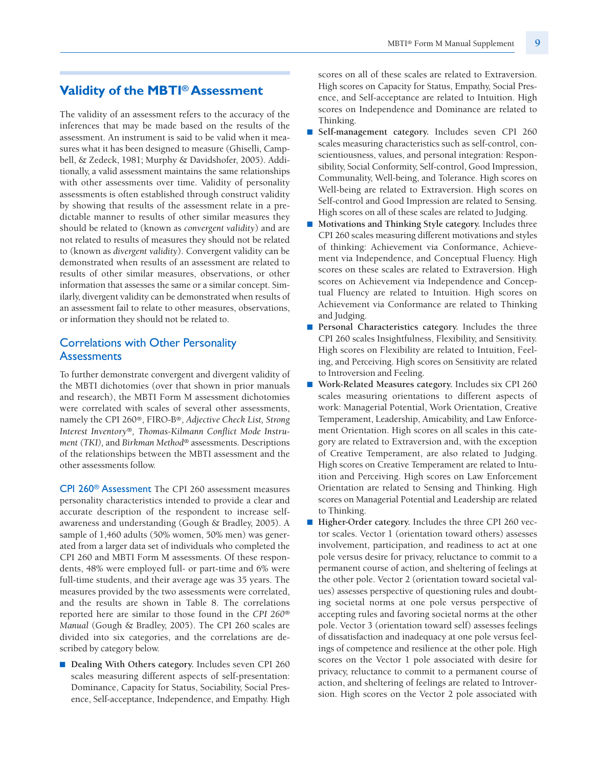## Validity of the MBTI® Assessment

The validity of an assessment refers to the accuracy of the inferences that may be made based on the results of the assessment. An instrument is said to be valid when it measures what it has been designed to measure (Ghiselli, Campbell, & Zedeck, 1981; Murphy & Davidshofer, 2005). Additionally, a valid assessment maintains the same relationships with other assessments over time. Validity of personality assessments is often established through construct validity by showing that results of the assessment relate in a predictable manner to results of other similar measures they should be related to (known as *convergent validity*) and are not related to results of measures they should not be related to (known as *divergent validity*). Convergent validity can be demonstrated when results of an assessment are related to results of other similar measures, observations, or other information that assesses the same or a similar concept. Similarly, divergent validity can be demonstrated when results of an assessment fail to relate to other measures, observations, or information they should not be related to.

### Correlations with Other Personality Assessments

To further demonstrate convergent and divergent validity of the MBTI dichotomies (over that shown in prior manuals and research), the MBTI Form M assessment dichotomies were correlated with scales of several other assessments, namely the CPI 260®, FIRO-B®, *Adjective Check List, Strong Interest Inventory®, Thomas-Kilmann Conflict Mode Instrument (TKI),* and *Birkman Method®* assessments. Descriptions of the relationships between the MBTI assessment and the other assessments follow.

**CPI 260® Assessment** The CPI 260 assessment measures personality characteristics intended to provide a clear and accurate description of the respondent to increase self-awareness and understanding (Gough & Bradley, 2005). A sample of 1,460 adults (50% women, 50% men) was generated from a larger data set of individuals who completed the CPI 260 and MBTI Form M assessments. Of these respondents, 48% were employed full- or part-time and 6% were full-time students, and their average age was 35 years. The measures provided by the two assessments were correlated, and the results are shown in Table 8. The correlations reported here are similar to those found in the *CPI 260® Manual* (Gough & Bradley, 2005). The CPI 260 scales are divided into six categories, and the correlations are described by category below.

- **Dealing With Others category.** Includes seven CPI 260 scales measuring different aspects of self-presentation: Dominance, Capacity for Status, Sociability, Social Presence, Self-acceptance, Independence, and Empathy. High scores on all of these scales are related to Extraversion. High scores on Capacity for Status, Empathy, Social Presence, and Self-acceptance are related to Intuition. High scores on Independence and Dominance are related to Thinking.
- **Self-management category.** Includes seven CPI 260 scales measuring characteristics such as self-control, conscientiousness, values, and personal integration: Responsibility, Social Conformity, Self-control, Good Impression, Communality, Well-being, and Tolerance. High scores on Well-being are related to Extraversion. High scores on Self-control and Good Impression are related to Sensing. High scores on all of these scales are related to Judging.
- **Motivations and Thinking Style category.** Includes three CPI 260 scales measuring different motivations and styles of thinking: Achievement via Conformance, Achievement via Independence, and Conceptual Fluency. High scores on these scales are related to Extraversion. High scores on Achievement via Independence and Conceptual Fluency are related to Intuition. High scores on Achievement via Conformance are related to Thinking and Judging.
- **Personal Characteristics category.** Includes the three CPI 260 scales Insightfulness, Flexibility, and Sensitivity. High scores on Flexibility are related to Intuition, Feeling, and Perceiving. High scores on Sensitivity are related to Introversion and Feeling.
- **Work-Related Measures category.** Includes six CPI 260 scales measuring orientations to different aspects of work: Managerial Potential, Work Orientation, Creative Temperament, Leadership, Amicability, and Law Enforcement Orientation. High scores on all scales in this category are related to Extraversion and, with the exception of Creative Temperament, are also related to Judging. High scores on Creative Temperament are related to Intuition and Perceiving. High scores on Law Enforcement Orientation are related to Sensing and Thinking. High scores on Managerial Potential and Leadership are related to Thinking.
- **Higher-Order category.** Includes the three CPI 260 vector scales. Vector 1 (orientation toward others) assesses involvement, participation, and readiness to act at one pole versus desire for privacy, reluctance to commit to a permanent course of action, and sheltering of feelings at the other pole. Vector 2 (orientation toward societal values) assesses perspective of questioning rules and doubting societal norms at one pole versus perspective of accepting rules and favoring societal norms at the other pole. Vector 3 (orientation toward self) assesses feelings of dissatisfaction and inadequacy at one pole versus feelings of competence and resilience at the other pole. High scores on the Vector 1 pole associated with desire for privacy, reluctance to commit to a permanent course of action, and sheltering of feelings are related to Introversion. High scores on the Vector 2 pole associated with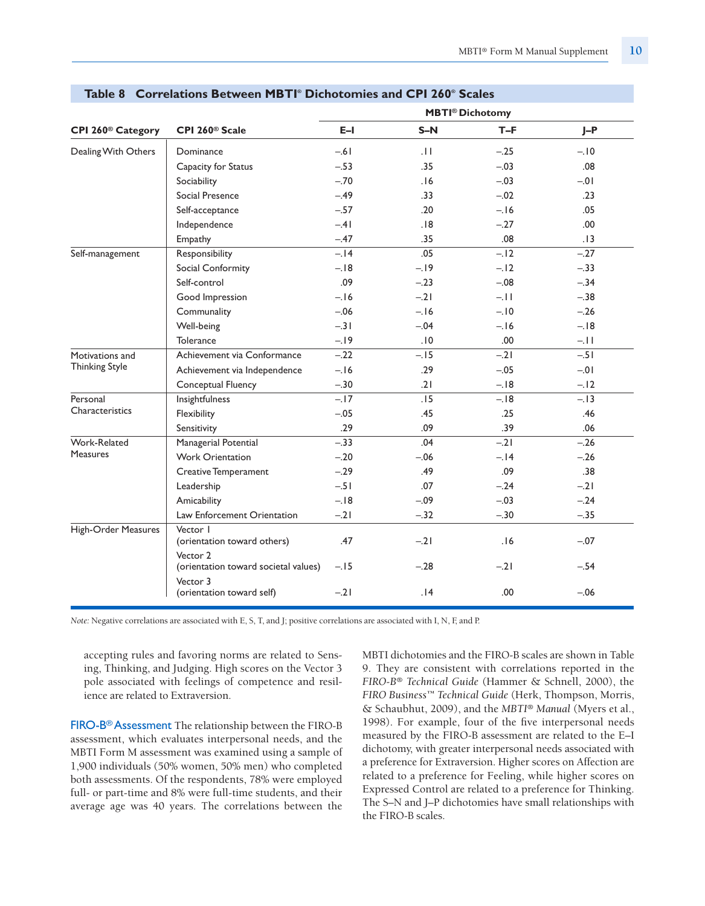**Table 8 Correlations Between MBTI® Dichotomies and CPI 260® Scales**

| CPI 260® Category | CPI 260® Scale | MBTI® Dichotomy E–I | S–N | T–F | J–P |
|---|---|---|---|---|---|
| Dealing With Others | Dominance | –.61 | .11 | –.25 | –.10 |
| | Capacity for Status | –.53 | .35 | –.03 | .08 |
| | Sociability | –.70 | .16 | –.03 | –.01 |
| | Social Presence | –.49 | .33 | –.02 | .23 |
| | Self-acceptance | –.57 | .20 | –.16 | .05 |
| | Independence | –.41 | .18 | –.27 | .00 |
| | Empathy | –.47 | .35 | .08 | .13 |
| Self-management | Responsibility | –.14 | .05 | –.12 | –.27 |
| | Social Conformity | –.18 | –.19 | –.12 | –.33 |
| | Self-control | .09 | –.23 | –.08 | –.34 |
| | Good Impression | –.16 | –.21 | –.11 | –.38 |
| | Communality | –.06 | –.16 | –.10 | –.26 |
| | Well-being | –.31 | –.04 | –.16 | –.18 |
| | Tolerance | –.19 | .10 | .00 | –.11 |
| Motivations and Thinking Style | Achievement via Conformance | –.22 | –.15 | –.21 | –.51 |
| | Achievement via Independence | –.16 | .29 | –.05 | –.01 |
| | Conceptual Fluency | –.30 | .21 | –.18 | –.12 |
| Personal Characteristics | Insightfulness | –.17 | .15 | –.18 | –.13 |
| | Flexibility | –.05 | .45 | .25 | .46 |
| | Sensitivity | .29 | .09 | .39 | .06 |
| Work-Related Measures | Managerial Potential | –.33 | .04 | –.21 | –.26 |
| | Work Orientation | –.20 | –.06 | –.14 | –.26 |
| | Creative Temperament | –.29 | .49 | .09 | .38 |
| | Leadership | –.51 | .07 | –.24 | –.21 |
| | Amicability | –.18 | –.09 | –.03 | –.24 |
| | Law Enforcement Orientation | –.21 | –.32 | –.30 | –.35 |
| High-Order Measures | Vector 1 (orientation toward others) | .47 | –.21 | .16 | –.07 |
| | Vector 2 (orientation toward societal values) | –.15 | –.28 | –.21 | –.54 |
| | Vector 3 (orientation toward self) | –.21 | .14 | .00 | –.06 |

*Note:* Negative correlations are associated with E, S, T, and J; positive correlations are associated with I, N, F, and P.

accepting rules and favoring norms are related to Sensing, Thinking, and Judging. High scores on the Vector 3 pole associated with feelings of competence and resilience are related to Extraversion.

**FIRO-B® Assessment** The relationship between the FIRO-B assessment, which evaluates interpersonal needs, and the MBTI Form M assessment was examined using a sample of 1,900 individuals (50% women, 50% men) who completed both assessments. Of the respondents, 78% were employed full- or part-time and 8% were full-time students, and their average age was 40 years. The correlations between the MBTI dichotomies and the FIRO-B scales are shown in Table 9. They are consistent with correlations reported in the *FIRO-B® Technical Guide* (Hammer & Schnell, 2000), the *FIRO Business™ Technical Guide* (Herk, Thompson, Morris, & Schaubhut, 2009), and the *MBTI® Manual* (Myers et al., 1998). For example, four of the five interpersonal needs measured by the FIRO-B assessment are related to the E–I dichotomy, with greater interpersonal needs associated with a preference for Extraversion. Higher scores on Affection are related to a preference for Feeling, while higher scores on Expressed Control are related to a preference for Thinking. The S–N and J–P dichotomies have small relationships with the FIRO-B scales.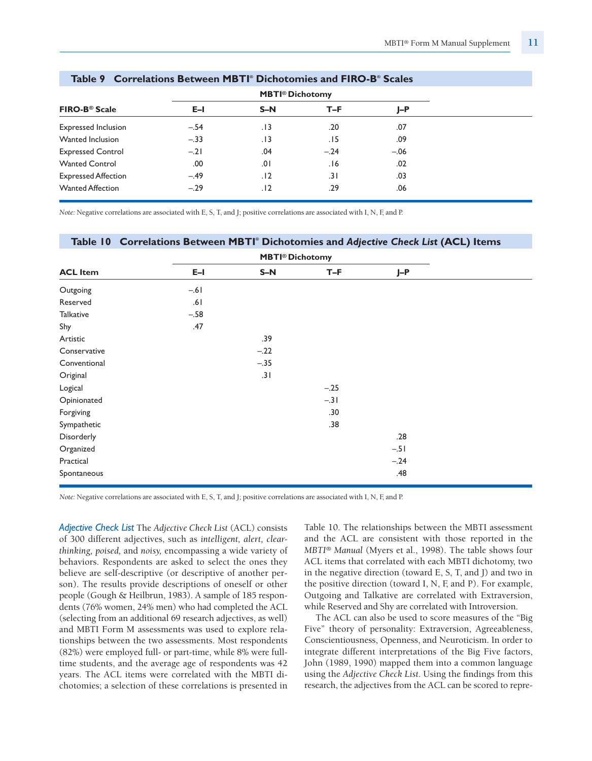**Table 9 Correlations Between MBTI® Dichotomies and FIRO-B® Scales**

| FIRO-B® Scale | MBTI® Dichotomy E–I | S–N | T–F | J–P |
|---|---|---|---|---|
| Expressed Inclusion | –.54 | .13 | .20 | .07 |
| Wanted Inclusion | –.33 | .13 | .15 | .09 |
| Expressed Control | –.21 | .04 | –.24 | –.06 |
| Wanted Control | .00 | .01 | .16 | .02 |
| Expressed Affection | –.49 | .12 | .31 | .03 |
| Wanted Affection | –.29 | .12 | .29 | .06 |

*Note:* Negative correlations are associated with E, S, T, and J; positive correlations are associated with I, N, F, and P.

**Table 10 Correlations Between MBTI® Dichotomies and *Adjective Check List* (ACL) Items**

| ACL Item | MBTI® Dichotomy E–I | S–N | T–F | J–P |
|---|---|---|---|---|
| Outgoing | –.61 | | | |
| Reserved | .61 | | | |
| Talkative | –.58 | | | |
| Shy | .47 | | | |
| Artistic | | .39 | | |
| Conservative | | –.22 | | |
| Conventional | | –.35 | | |
| Original | | .31 | | |
| Logical | | | –.25 | |
| Opinionated | | | –.31 | |
| Forgiving | | | .30 | |
| Sympathetic | | | .38 | |
| Disorderly | | | | .28 |
| Organized | | | | –.51 |
| Practical | | | | –.24 |
| Spontaneous | | | | .48 |

*Note:* Negative correlations are associated with E, S, T, and J; positive correlations are associated with I, N, F, and P.

*Adjective Check List* The *Adjective Check List* (ACL) consists of 300 different adjectives, such as *intelligent, alert, clear-thinking, poised,* and *noisy,* encompassing a wide variety of behaviors. Respondents are asked to select the ones they believe are self-descriptive (or descriptive of another person). The results provide descriptions of oneself or other people (Gough & Heilbrun, 1983). A sample of 185 respondents (76% women, 24% men) who had completed the ACL (selecting from an additional 69 research adjectives, as well) and MBTI Form M assessments was used to explore relationships between the two assessments. Most respondents (82%) were employed full- or part-time, while 8% were full-time students, and the average age of respondents was 42 years. The ACL items were correlated with the MBTI dichotomies; a selection of these correlations is presented in Table 10. The relationships between the MBTI assessment and the ACL are consistent with those reported in the *MBTI® Manual* (Myers et al., 1998). The table shows four ACL items that correlated with each MBTI dichotomy, two in the negative direction (toward E, S, T, and J) and two in the positive direction (toward I, N, F, and P). For example, Outgoing and Talkative are correlated with Extraversion, while Reserved and Shy are correlated with Introversion.

The ACL can also be used to score measures of the "Big Five" theory of personality: Extraversion, Agreeableness, Conscientiousness, Openness, and Neuroticism. In order to integrate different interpretations of the Big Five factors, John (1989, 1990) mapped them into a common language using the *Adjective Check List*. Using the findings from this research, the adjectives from the ACL can be scored to repre-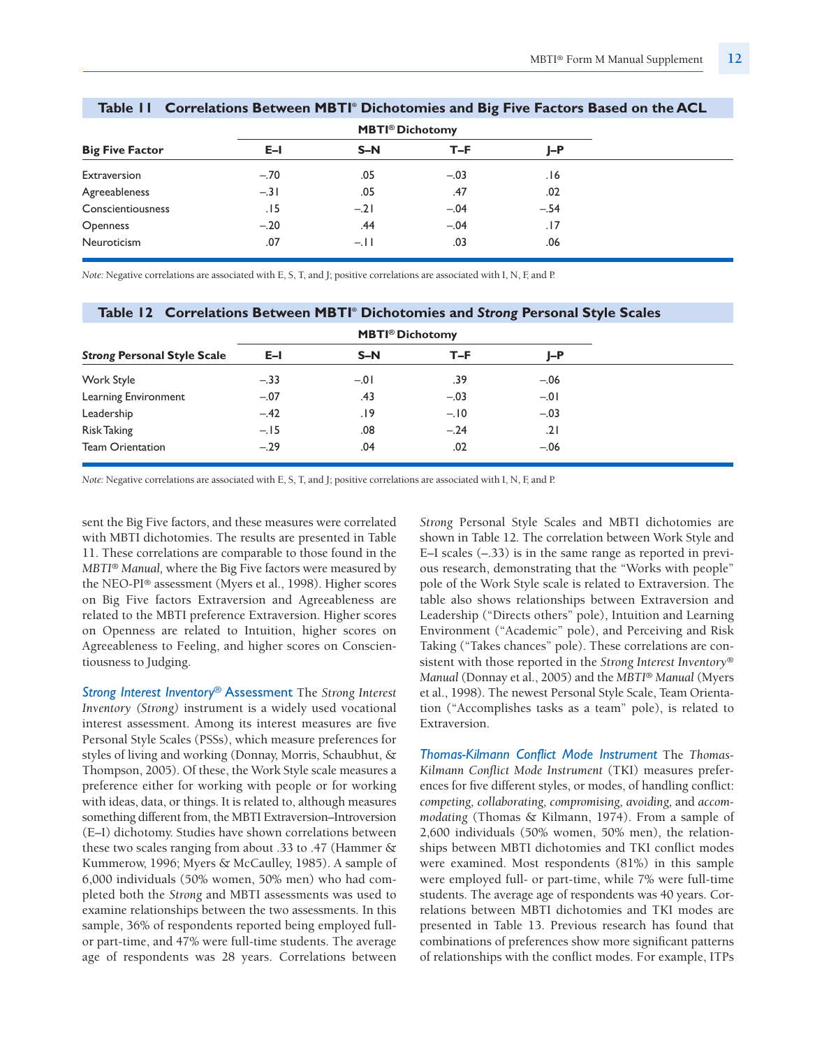**Table 11 Correlations Between MBTI® Dichotomies and Big Five Factors Based on the ACL**

| | MBTI® Dichotomy | | | |
|---|---|---|---|---|
| **Big Five Factor** | **E–I** | **S–N** | **T–F** | **J–P** |
| Extraversion | –.70 | .05 | –.03 | .16 |
| Agreeableness | –.31 | .05 | .47 | .02 |
| Conscientiousness | .15 | –.21 | –.04 | –.54 |
| Openness | –.20 | .44 | –.04 | .17 |
| Neuroticism | .07 | –.11 | .03 | .06 |

*Note:* Negative correlations are associated with E, S, T, and J; positive correlations are associated with I, N, F, and P.

**Table 12 Correlations Between MBTI® Dichotomies and *Strong* Personal Style Scales**

| | MBTI® Dichotomy | | | |
|---|---|---|---|---|
| ***Strong* Personal Style Scale** | **E–I** | **S–N** | **T–F** | **J–P** |
| Work Style | –.33 | –.01 | .39 | –.06 |
| Learning Environment | –.07 | .43 | –.03 | –.01 |
| Leadership | –.42 | .19 | –.10 | –.03 |
| Risk Taking | –.15 | .08 | –.24 | .21 |
| Team Orientation | –.29 | .04 | .02 | –.06 |

*Note:* Negative correlations are associated with E, S, T, and J; positive correlations are associated with I, N, F, and P.

sent the Big Five factors, and these measures were correlated with MBTI dichotomies. The results are presented in Table 11. These correlations are comparable to those found in the *MBTI® Manual*, where the Big Five factors were measured by the NEO-PI® assessment (Myers et al., 1998). Higher scores on Big Five factors Extraversion and Agreeableness are related to the MBTI preference Extraversion. Higher scores on Openness are related to Intuition, higher scores on Agreeableness to Feeling, and higher scores on Conscientiousness to Judging.

***Strong Interest Inventory*® Assessment** The *Strong Interest Inventory (Strong)* instrument is a widely used vocational interest assessment. Among its interest measures are five Personal Style Scales (PSSs), which measure preferences for styles of living and working (Donnay, Morris, Schaubhut, & Thompson, 2005). Of these, the Work Style scale measures a preference either for working with people or for working with ideas, data, or things. It is related to, although measures something different from, the MBTI Extraversion–Introversion (E–I) dichotomy. Studies have shown correlations between these two scales ranging from about .33 to .47 (Hammer & Kummerow, 1996; Myers & McCaulley, 1985). A sample of 6,000 individuals (50% women, 50% men) who had completed both the *Strong* and MBTI assessments was used to examine relationships between the two assessments. In this sample, 36% of respondents reported being employed full- or part-time, and 47% were full-time students. The average age of respondents was 28 years. Correlations between *Strong* Personal Style Scales and MBTI dichotomies are shown in Table 12. The correlation between Work Style and E–I scales (–.33) is in the same range as reported in previous research, demonstrating that the "Works with people" pole of the Work Style scale is related to Extraversion. The table also shows relationships between Extraversion and Leadership ("Directs others" pole), Intuition and Learning Environment ("Academic" pole), and Perceiving and Risk Taking ("Takes chances" pole). These correlations are consistent with those reported in the *Strong Interest Inventory® Manual* (Donnay et al., 2005) and the *MBTI® Manual* (Myers et al., 1998). The newest Personal Style Scale, Team Orientation ("Accomplishes tasks as a team" pole), is related to Extraversion.

***Thomas-Kilmann Conflict Mode Instrument*** The *Thomas-Kilmann Conflict Mode Instrument* (TKI) measures preferences for five different styles, or modes, of handling conflict: *competing, collaborating, compromising, avoiding,* and *accommodating* (Thomas & Kilmann, 1974). From a sample of 2,600 individuals (50% women, 50% men), the relationships between MBTI dichotomies and TKI conflict modes were examined. Most respondents (81%) in this sample were employed full- or part-time, while 7% were full-time students. The average age of respondents was 40 years. Correlations between MBTI dichotomies and TKI modes are presented in Table 13. Previous research has found that combinations of preferences show more significant patterns of relationships with the conflict modes. For example, ITPs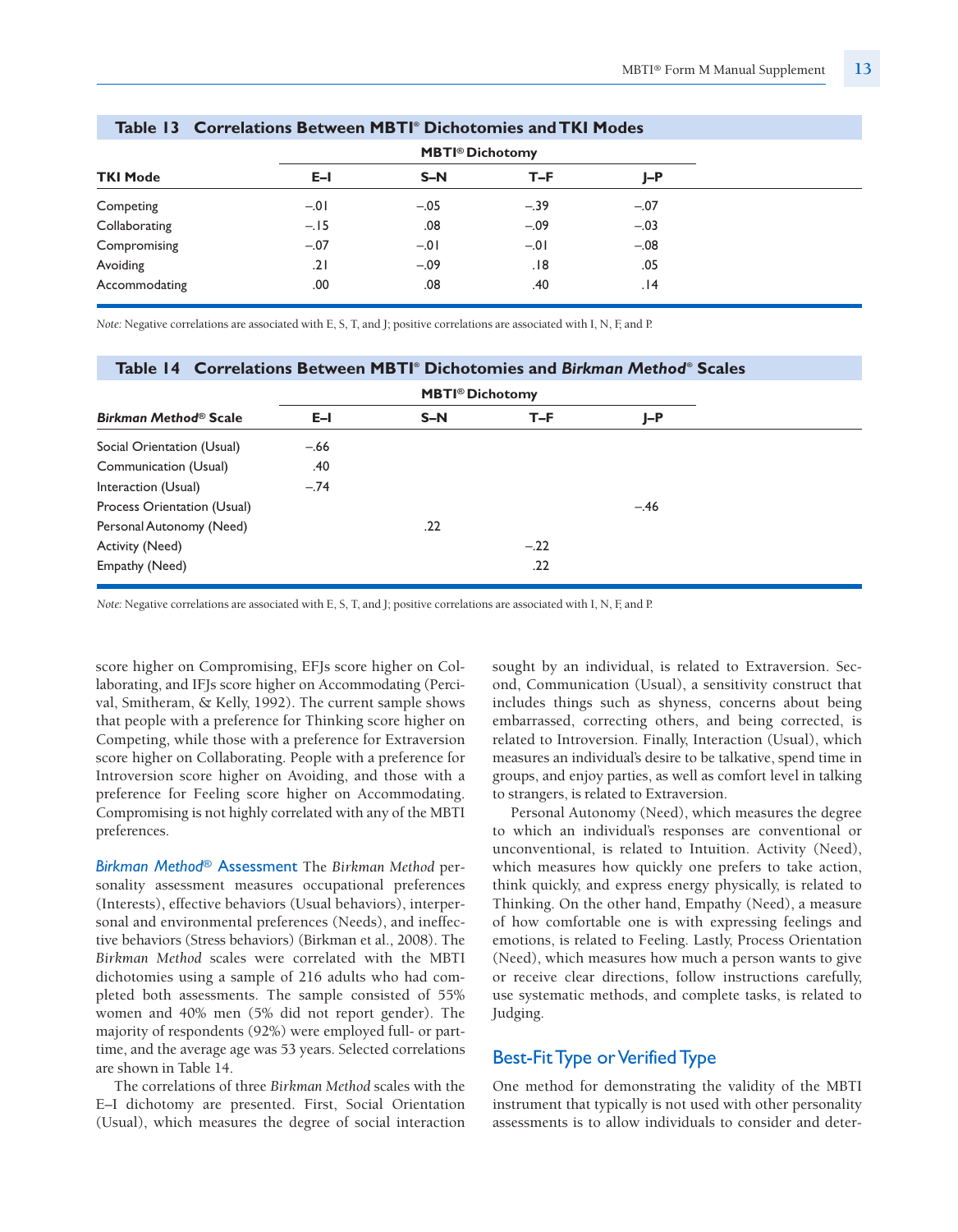**Table 13 Correlations Between MBTI® Dichotomies and TKI Modes**

| TKI Mode | MBTI® Dichotomy | | | |
|---|---|---|---|---|
| | E–I | S–N | T–F | J–P |
| Competing | –.01 | –.05 | –.39 | –.07 |
| Collaborating | –.15 | .08 | –.09 | –.03 |
| Compromising | –.07 | –.01 | –.01 | –.08 |
| Avoiding | .21 | –.09 | .18 | .05 |
| Accommodating | .00 | .08 | .40 | .14 |

*Note:* Negative correlations are associated with E, S, T, and J; positive correlations are associated with I, N, F, and P.

**Table 14 Correlations Between MBTI® Dichotomies and *Birkman Method*® Scales**

| *Birkman Method*® Scale | MBTI® Dichotomy | | | |
|---|---|---|---|---|
| | E–I | S–N | T–F | J–P |
| Social Orientation (Usual) | –.66 | | | |
| Communication (Usual) | .40 | | | |
| Interaction (Usual) | –.74 | | | |
| Process Orientation (Usual) | | | | –.46 |
| Personal Autonomy (Need) | | .22 | | |
| Activity (Need) | | | –.22 | |
| Empathy (Need) | | | .22 | |

*Note:* Negative correlations are associated with E, S, T, and J; positive correlations are associated with I, N, F, and P.

score higher on Compromising, EFJs score higher on Collaborating, and IFJs score higher on Accommodating (Percival, Smitheram, & Kelly, 1992). The current sample shows that people with a preference for Thinking score higher on Competing, while those with a preference for Extraversion score higher on Collaborating. People with a preference for Introversion score higher on Avoiding, and those with a preference for Feeling score higher on Accommodating. Compromising is not highly correlated with any of the MBTI preferences.

***Birkman Method*® Assessment** The *Birkman Method* personality assessment measures occupational preferences (Interests), effective behaviors (Usual behaviors), interpersonal and environmental preferences (Needs), and ineffective behaviors (Stress behaviors) (Birkman et al., 2008). The *Birkman Method* scales were correlated with the MBTI dichotomies using a sample of 216 adults who had completed both assessments. The sample consisted of 55% women and 40% men (5% did not report gender). The majority of respondents (92%) were employed full- or part-time, and the average age was 53 years. Selected correlations are shown in Table 14.

The correlations of three *Birkman Method* scales with the E–I dichotomy are presented. First, Social Orientation (Usual), which measures the degree of social interaction sought by an individual, is related to Extraversion. Second, Communication (Usual), a sensitivity construct that includes things such as shyness, concerns about being embarrassed, correcting others, and being corrected, is related to Introversion. Finally, Interaction (Usual), which measures an individual's desire to be talkative, spend time in groups, and enjoy parties, as well as comfort level in talking to strangers, is related to Extraversion.

Personal Autonomy (Need), which measures the degree to which an individual's responses are conventional or unconventional, is related to Intuition. Activity (Need), which measures how quickly one prefers to take action, think quickly, and express energy physically, is related to Thinking. On the other hand, Empathy (Need), a measure of how comfortable one is with expressing feelings and emotions, is related to Feeling. Lastly, Process Orientation (Need), which measures how much a person wants to give or receive clear directions, follow instructions carefully, use systematic methods, and complete tasks, is related to Judging.

## Best-Fit Type or Verified Type

One method for demonstrating the validity of the MBTI instrument that typically is not used with other personality assessments is to allow individuals to consider and deter-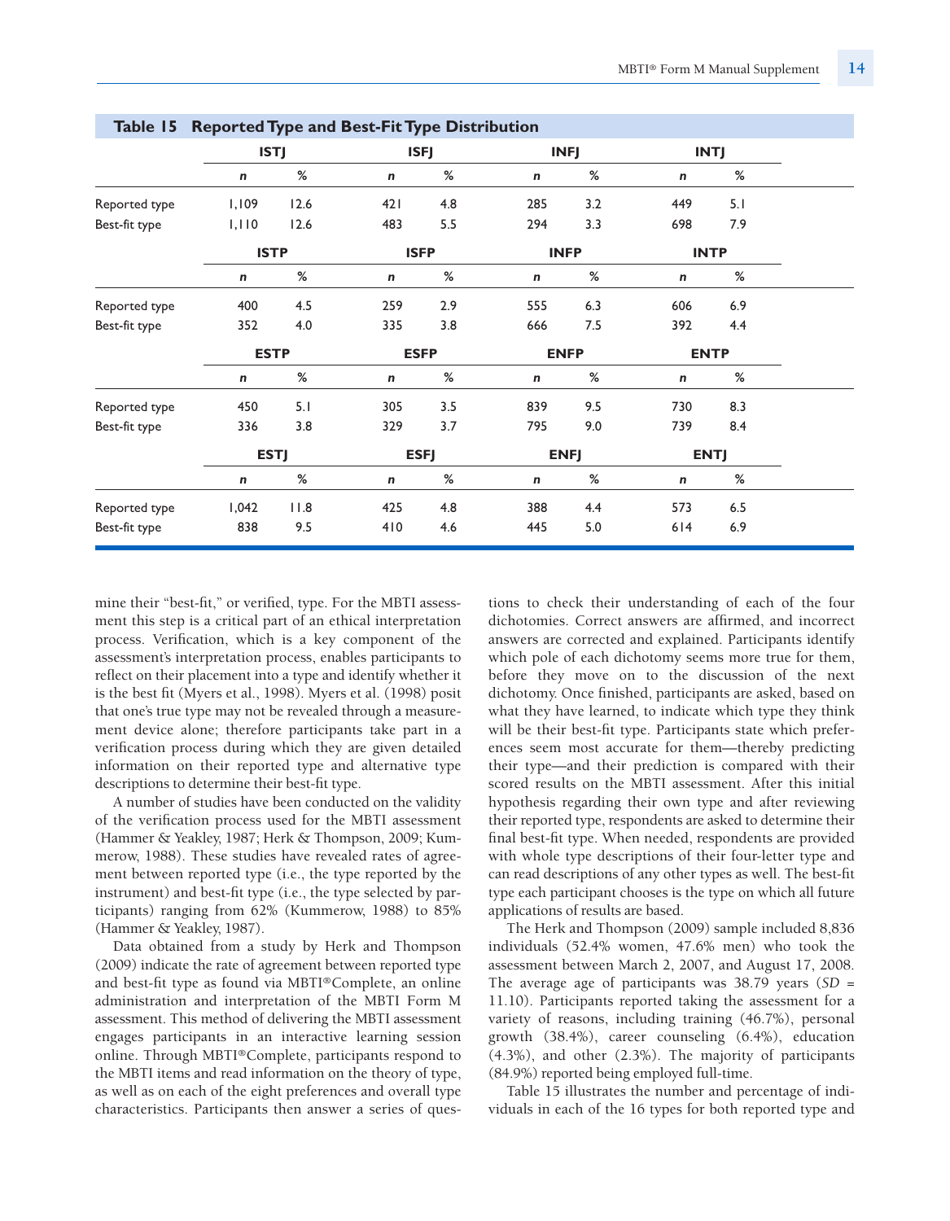**Table 15 Reported Type and Best-Fit Type Distribution**

| | ISTJ | | ISFJ | | INFJ | | INTJ | |
|---|---|---|---|---|---|---|---|---|
| | *n* | % | *n* | % | *n* | % | *n* | % |
| Reported type | 1,109 | 12.6 | 421 | 4.8 | 285 | 3.2 | 449 | 5.1 |
| Best-fit type | 1,110 | 12.6 | 483 | 5.5 | 294 | 3.3 | 698 | 7.9 |
| | **ISTP** | | **ISFP** | | **INFP** | | **INTP** | |
| | *n* | % | *n* | % | *n* | % | *n* | % |
| Reported type | 400 | 4.5 | 259 | 2.9 | 555 | 6.3 | 606 | 6.9 |
| Best-fit type | 352 | 4.0 | 335 | 3.8 | 666 | 7.5 | 392 | 4.4 |
| | **ESTP** | | **ESFP** | | **ENFP** | | **ENTP** | |
| | *n* | % | *n* | % | *n* | % | *n* | % |
| Reported type | 450 | 5.1 | 305 | 3.5 | 839 | 9.5 | 730 | 8.3 |
| Best-fit type | 336 | 3.8 | 329 | 3.7 | 795 | 9.0 | 739 | 8.4 |
| | **ESTJ** | | **ESFJ** | | **ENFJ** | | **ENTJ** | |
| | *n* | % | *n* | % | *n* | % | *n* | % |
| Reported type | 1,042 | 11.8 | 425 | 4.8 | 388 | 4.4 | 573 | 6.5 |
| Best-fit type | 838 | 9.5 | 410 | 4.6 | 445 | 5.0 | 614 | 6.9 |

mine their "best-fit," or verified, type. For the MBTI assessment this step is a critical part of an ethical interpretation process. Verification, which is a key component of the assessment's interpretation process, enables participants to reflect on their placement into a type and identify whether it is the best fit (Myers et al., 1998). Myers et al. (1998) posit that one's true type may not be revealed through a measurement device alone; therefore participants take part in a verification process during which they are given detailed information on their reported type and alternative type descriptions to determine their best-fit type.

A number of studies have been conducted on the validity of the verification process used for the MBTI assessment (Hammer & Yeakley, 1987; Herk & Thompson, 2009; Kummerow, 1988). These studies have revealed rates of agreement between reported type (i.e., the type reported by the instrument) and best-fit type (i.e., the type selected by participants) ranging from 62% (Kummerow, 1988) to 85% (Hammer & Yeakley, 1987).

Data obtained from a study by Herk and Thompson (2009) indicate the rate of agreement between reported type and best-fit type as found via MBTI®Complete, an online administration and interpretation of the MBTI Form M assessment. This method of delivering the MBTI assessment engages participants in an interactive learning session online. Through MBTI®Complete, participants respond to the MBTI items and read information on the theory of type, as well as on each of the eight preferences and overall type characteristics. Participants then answer a series of questions to check their understanding of each of the four dichotomies. Correct answers are affirmed, and incorrect answers are corrected and explained. Participants identify which pole of each dichotomy seems more true for them, before they move on to the discussion of the next dichotomy. Once finished, participants are asked, based on what they have learned, to indicate which type they think will be their best-fit type. Participants state which preferences seem most accurate for them—thereby predicting their type—and their prediction is compared with their scored results on the MBTI assessment. After this initial hypothesis regarding their own type and after reviewing their reported type, respondents are asked to determine their final best-fit type. When needed, respondents are provided with whole type descriptions of their four-letter type and can read descriptions of any other types as well. The best-fit type each participant chooses is the type on which all future applications of results are based.

The Herk and Thompson (2009) sample included 8,836 individuals (52.4% women, 47.6% men) who took the assessment between March 2, 2007, and August 17, 2008. The average age of participants was 38.79 years (*SD* = 11.10). Participants reported taking the assessment for a variety of reasons, including training (46.7%), personal growth (38.4%), career counseling (6.4%), education (4.3%), and other (2.3%). The majority of participants (84.9%) reported being employed full-time.

Table 15 illustrates the number and percentage of individuals in each of the 16 types for both reported type and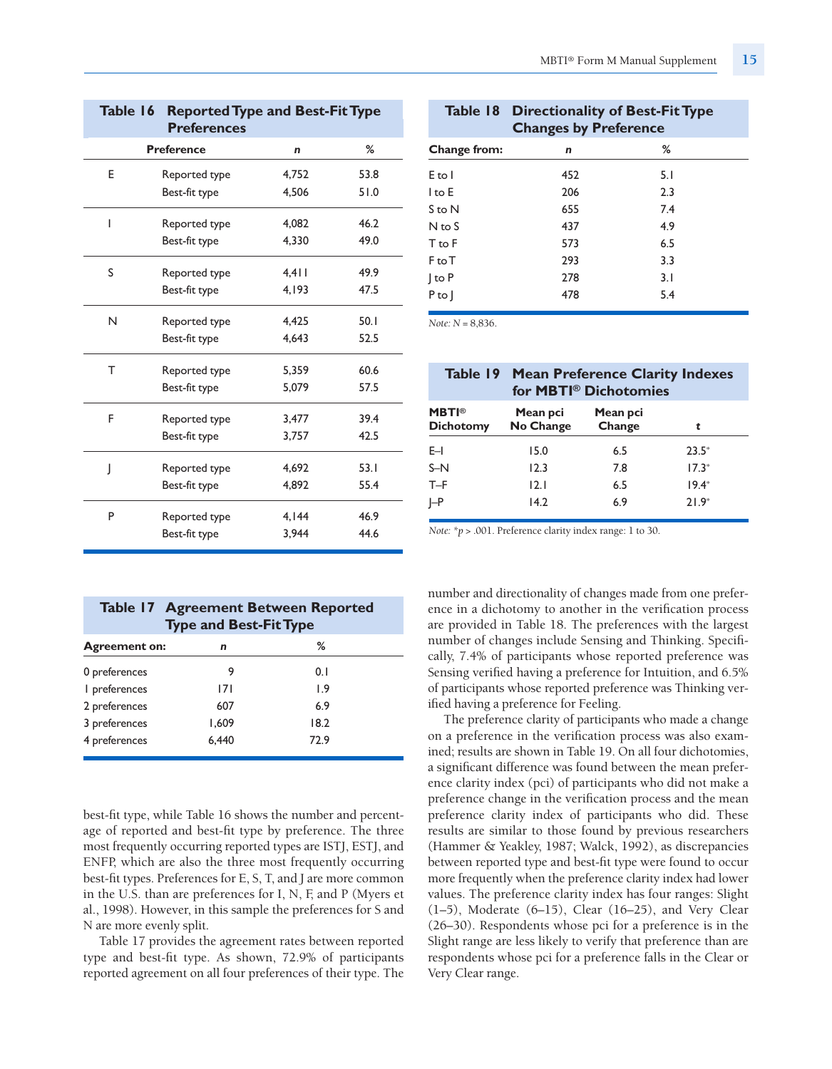**Table 16 Reported Type and Best-Fit Type Preferences**

| Preference | | n | % |
|---|---|---|---|
| E | Reported type | 4,752 | 53.8 |
| | Best-fit type | 4,506 | 51.0 |
| I | Reported type | 4,082 | 46.2 |
| | Best-fit type | 4,330 | 49.0 |
| S | Reported type | 4,411 | 49.9 |
| | Best-fit type | 4,193 | 47.5 |
| N | Reported type | 4,425 | 50.1 |
| | Best-fit type | 4,643 | 52.5 |
| T | Reported type | 5,359 | 60.6 |
| | Best-fit type | 5,079 | 57.5 |
| F | Reported type | 3,477 | 39.4 |
| | Best-fit type | 3,757 | 42.5 |
| J | Reported type | 4,692 | 53.1 |
| | Best-fit type | 4,892 | 55.4 |
| P | Reported type | 4,144 | 46.9 |
| | Best-fit type | 3,944 | 44.6 |

**Table 17 Agreement Between Reported Type and Best-Fit Type**

| Agreement on: | n | % |
|---|---|---|
| 0 preferences | 9 | 0.1 |
| 1 preferences | 171 | 1.9 |
| 2 preferences | 607 | 6.9 |
| 3 preferences | 1,609 | 18.2 |
| 4 preferences | 6,440 | 72.9 |

best-fit type, while Table 16 shows the number and percentage of reported and best-fit type by preference. The three most frequently occurring reported types are ISTJ, ESTJ, and ENFP, which are also the three most frequently occurring best-fit types. Preferences for E, S, T, and J are more common in the U.S. than are preferences for I, N, F, and P (Myers et al., 1998). However, in this sample the preferences for S and N are more evenly split.

Table 17 provides the agreement rates between reported type and best-fit type. As shown, 72.9% of participants reported agreement on all four preferences of their type. The

**Table 18 Directionality of Best-Fit Type Changes by Preference**

| Change from: | n | % |
|---|---|---|
| E to I | 452 | 5.1 |
| I to E | 206 | 2.3 |
| S to N | 655 | 7.4 |
| N to S | 437 | 4.9 |
| T to F | 573 | 6.5 |
| F to T | 293 | 3.3 |
| J to P | 278 | 3.1 |
| P to J | 478 | 5.4 |

*Note:* $N$ = 8,836.

**Table 19 Mean Preference Clarity Indexes for MBTI® Dichotomies**

| MBTI® Dichotomy | Mean pci No Change | Mean pci Change | t |
|---|---|---|---|
| E–I | 15.0 | 6.5 | 23.5* |
| S–N | 12.3 | 7.8 | 17.3* |
| T–F | 12.1 | 6.5 | 19.4* |
| J–P | 14.2 | 6.9 | 21.9* |

*Note:* \*$p > .001$. Preference clarity index range: 1 to 30.

number and directionality of changes made from one preference in a dichotomy to another in the verification process are provided in Table 18. The preferences with the largest number of changes include Sensing and Thinking. Specifically, 7.4% of participants whose reported preference was Sensing verified having a preference for Intuition, and 6.5% of participants whose reported preference was Thinking verified having a preference for Feeling.

The preference clarity of participants who made a change on a preference in the verification process was also examined; results are shown in Table 19. On all four dichotomies, a significant difference was found between the mean preference clarity index (pci) of participants who did not make a preference change in the verification process and the mean preference clarity index of participants who did. These results are similar to those found by previous researchers (Hammer & Yeakley, 1987; Walck, 1992), as discrepancies between reported type and best-fit type were found to occur more frequently when the preference clarity index had lower values. The preference clarity index has four ranges: Slight (1–5), Moderate (6–15), Clear (16–25), and Very Clear (26–30). Respondents whose pci for a preference is in the Slight range are less likely to verify that preference than are respondents whose pci for a preference falls in the Clear or Very Clear range.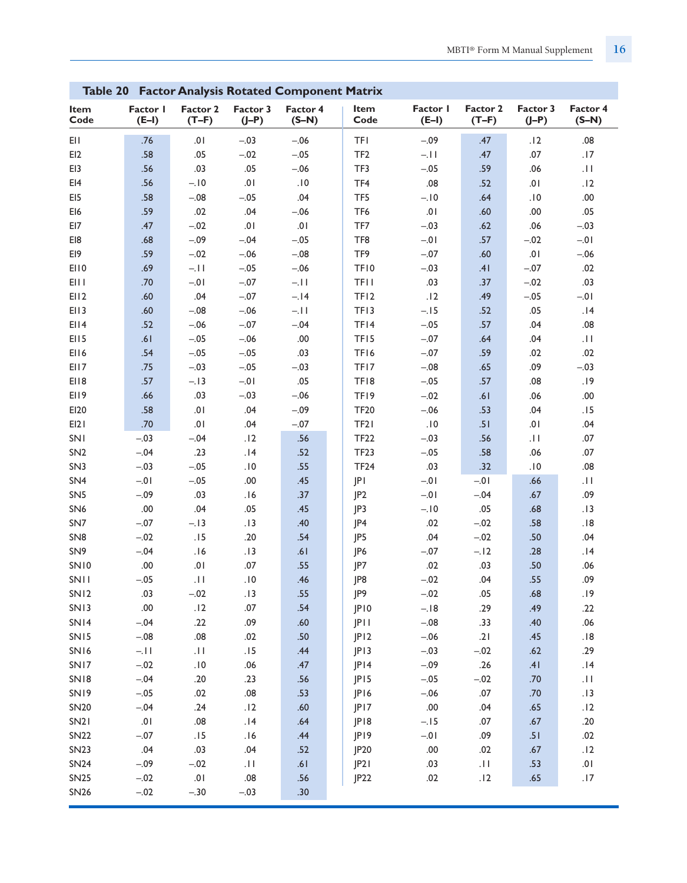## Table 20 Factor Analysis Rotated Component Matrix

| Item Code | Factor 1 (E–I) | Factor 2 (T–F) | Factor 3 (J–P) | Factor 4 (S–N) | Item Code | Factor 1 (E–I) | Factor 2 (T–F) | Factor 3 (J–P) | Factor 4 (S–N) |
|---|---|---|---|---|---|---|---|---|---|
| EI1 | .76 | .01 | –.03 | –.06 | TF1 | –.09 | .47 | .12 | .08 |
| EI2 | .58 | .05 | –.02 | –.05 | TF2 | –.11 | .47 | .07 | .17 |
| EI3 | .56 | .03 | .05 | –.06 | TF3 | –.05 | .59 | .06 | .11 |
| EI4 | .56 | –.10 | .01 | .10 | TF4 | .08 | .52 | .01 | .12 |
| EI5 | .58 | –.08 | –.05 | .04 | TF5 | –.10 | .64 | .10 | .00 |
| EI6 | .59 | .02 | .04 | –.06 | TF6 | .01 | .60 | .00 | .05 |
| EI7 | .47 | –.02 | .01 | .01 | TF7 | –.03 | .62 | .06 | –.03 |
| EI8 | .68 | –.09 | –.04 | –.05 | TF8 | –.01 | .57 | –.02 | –.01 |
| EI9 | .59 | –.02 | –.06 | –.08 | TF9 | –.07 | .60 | .01 | –.06 |
| EI10 | .69 | –.11 | –.05 | –.06 | TF10 | –.03 | .41 | –.07 | .02 |
| EI11 | .70 | –.01 | –.07 | –.11 | TF11 | .03 | .37 | –.02 | .03 |
| EI12 | .60 | .04 | –.07 | –.14 | TF12 | .12 | .49 | –.05 | –.01 |
| EI13 | .60 | –.08 | –.06 | –.11 | TF13 | –.15 | .52 | .05 | .14 |
| EI14 | .52 | –.06 | –.07 | –.04 | TF14 | –.05 | .57 | .04 | .08 |
| EI15 | .61 | –.05 | –.06 | .00 | TF15 | –.07 | .64 | .04 | .11 |
| EI16 | .54 | –.05 | –.05 | .03 | TF16 | –.07 | .59 | .02 | .02 |
| EI17 | .75 | –.03 | –.05 | –.03 | TF17 | –.08 | .65 | .09 | –.03 |
| EI18 | .57 | –.13 | –.01 | .05 | TF18 | –.05 | .57 | .08 | .19 |
| EI19 | .66 | .03 | –.03 | –.06 | TF19 | –.02 | .61 | .06 | .00 |
| EI20 | .58 | .01 | .04 | –.09 | TF20 | –.06 | .53 | .04 | .15 |
| EI21 | .70 | .01 | .04 | –.07 | TF21 | .10 | .51 | .01 | .04 |
| SN1 | –.03 | –.04 | .12 | .56 | TF22 | –.03 | .56 | .11 | .07 |
| SN2 | –.04 | .23 | .14 | .52 | TF23 | –.05 | .58 | .06 | .07 |
| SN3 | –.03 | –.05 | .10 | .55 | TF24 | .03 | .32 | .10 | .08 |
| SN4 | –.01 | –.05 | .00 | .45 | JP1 | –.01 | –.01 | .66 | .11 |
| SN5 | –.09 | .03 | .16 | .37 | JP2 | –.01 | –.04 | .67 | .09 |
| SN6 | .00 | .04 | .05 | .45 | JP3 | –.10 | .05 | .68 | .13 |
| SN7 | –.07 | –.13 | .13 | .40 | JP4 | .02 | –.02 | .58 | .18 |
| SN8 | –.02 | .15 | .20 | .54 | JP5 | .04 | –.02 | .50 | .04 |
| SN9 | –.04 | .16 | .13 | .61 | JP6 | –.07 | –.12 | .28 | .14 |
| SN10 | .00 | .01 | .07 | .55 | JP7 | .02 | .03 | .50 | .06 |
| SN11 | –.05 | .11 | .10 | .46 | JP8 | –.02 | .04 | .55 | .09 |
| SN12 | .03 | –.02 | .13 | .55 | JP9 | –.02 | .05 | .68 | .19 |
| SN13 | .00 | .12 | .07 | .54 | JP10 | –.18 | .29 | .49 | .22 |
| SN14 | –.04 | .22 | .09 | .60 | JP11 | –.08 | .33 | .40 | .06 |
| SN15 | –.08 | .08 | .02 | .50 | JP12 | –.06 | .21 | .45 | .18 |
| SN16 | –.11 | .11 | .15 | .44 | JP13 | –.03 | –.02 | .62 | .29 |
| SN17 | –.02 | .10 | .06 | .47 | JP14 | –.09 | .26 | .41 | .14 |
| SN18 | –.04 | .20 | .23 | .56 | JP15 | –.05 | –.02 | .70 | .11 |
| SN19 | –.05 | .02 | .08 | .53 | JP16 | –.06 | .07 | .70 | .13 |
| SN20 | –.04 | .24 | .12 | .60 | JP17 | .00 | .04 | .65 | .12 |
| SN21 | .01 | .08 | .14 | .64 | JP18 | –.15 | .07 | .67 | .20 |
| SN22 | –.07 | .15 | .16 | .44 | JP19 | –.01 | .09 | .51 | .02 |
| SN23 | .04 | .03 | .04 | .52 | JP20 | .00 | .02 | .67 | .12 |
| SN24 | –.09 | –.02 | .11 | .61 | JP21 | .03 | .11 | .53 | .01 |
| SN25 | –.02 | .01 | .08 | .56 | JP22 | .02 | .12 | .65 | .17 |
| SN26 | –.02 | –.30 | –.03 | .30 | | | | | |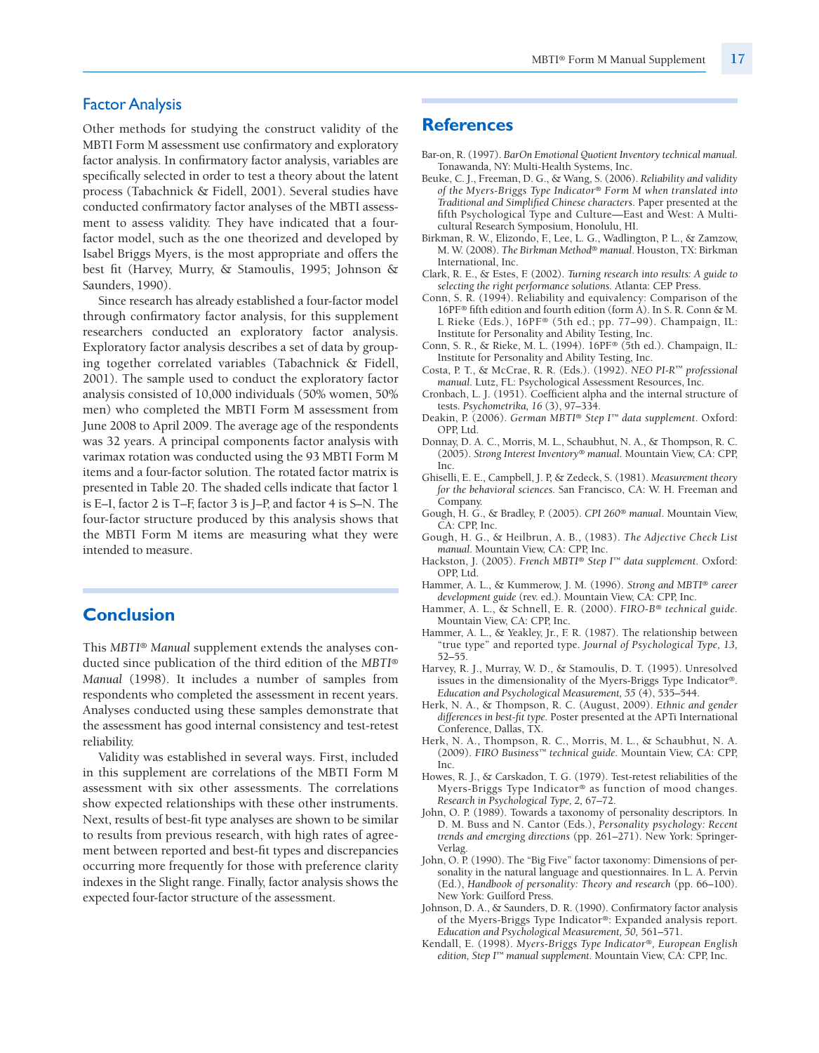## Factor Analysis

Other methods for studying the construct validity of the MBTI Form M assessment use confirmatory and exploratory factor analysis. In confirmatory factor analysis, variables are specifically selected in order to test a theory about the latent process (Tabachnick & Fidell, 2001). Several studies have conducted confirmatory factor analyses of the MBTI assessment to assess validity. They have indicated that a four-factor model, such as the one theorized and developed by Isabel Briggs Myers, is the most appropriate and offers the best fit (Harvey, Murry, & Stamoulis, 1995; Johnson & Saunders, 1990).

Since research has already established a four-factor model through confirmatory factor analysis, for this supplement researchers conducted an exploratory factor analysis. Exploratory factor analysis describes a set of data by grouping together correlated variables (Tabachnick & Fidell, 2001). The sample used to conduct the exploratory factor analysis consisted of 10,000 individuals (50% women, 50% men) who completed the MBTI Form M assessment from June 2008 to April 2009. The average age of the respondents was 32 years. A principal components factor analysis with varimax rotation was conducted using the 93 MBTI Form M items and a four-factor solution. The rotated factor matrix is presented in Table 20. The shaded cells indicate that factor 1 is E–I, factor 2 is T–F, factor 3 is J–P, and factor 4 is S–N. The four-factor structure produced by this analysis shows that the MBTI Form M items are measuring what they were intended to measure.

# Conclusion

This *MBTI® Manual* supplement extends the analyses conducted since publication of the third edition of the *MBTI® Manual* (1998). It includes a number of samples from respondents who completed the assessment in recent years. Analyses conducted using these samples demonstrate that the assessment has good internal consistency and test-retest reliability.

Validity was established in several ways. First, included in this supplement are correlations of the MBTI Form M assessment with six other assessments. The correlations show expected relationships with these other instruments. Next, results of best-fit type analyses are shown to be similar to results from previous research, with high rates of agreement between reported and best-fit types and discrepancies occurring more frequently for those with preference clarity indexes in the Slight range. Finally, factor analysis shows the expected four-factor structure of the assessment.

# References

Bar-on, R. (1997). *BarOn Emotional Quotient Inventory technical manual.* Tonawanda, NY: Multi-Health Systems, Inc.

Beuke, C. J., Freeman, D. G., & Wang, S. (2006). *Reliability and validity of the Myers-Briggs Type Indicator® Form M when translated into Traditional and Simplified Chinese characters.* Paper presented at the fifth Psychological Type and Culture—East and West: A Multicultural Research Symposium, Honolulu, HI.

Birkman, R. W., Elizondo, F., Lee, L. G., Wadlington, P. L., & Zamzow, M. W. (2008). *The Birkman Method® manual.* Houston, TX: Birkman International, Inc.

Clark, R. E., & Estes, F. (2002). *Turning research into results: A guide to selecting the right performance solutions.* Atlanta: CEP Press.

Conn, S. R. (1994). Reliability and equivalency: Comparison of the 16PF® fifth edition and fourth edition (form A). In S. R. Conn & M. L Rieke (Eds.), 16PF® (5th ed.; pp. 77–99). Champaign, IL: Institute for Personality and Ability Testing, Inc.

Conn, S. R., & Rieke, M. L. (1994). 16PF® (5th ed.). Champaign, IL: Institute for Personality and Ability Testing, Inc.

Costa, P. T., & McCrae, R. R. (Eds.). (1992). *NEO PI-R™ professional manual.* Lutz, FL: Psychological Assessment Resources, Inc.

Cronbach, L. J. (1951). Coefficient alpha and the internal structure of tests. *Psychometrika, 16* (3), 97–334.

Deakin, P. (2006). *German MBTI® Step I™ data supplement.* Oxford: OPP, Ltd.

Donnay, D. A. C., Morris, M. L., Schaubhut, N. A., & Thompson, R. C. (2005). *Strong Interest Inventory® manual.* Mountain View, CA: CPP, Inc.

Ghiselli, E. E., Campbell, J. P, & Zedeck, S. (1981). *Measurement theory for the behavioral sciences.* San Francisco, CA: W. H. Freeman and Company.

Gough, H. G., & Bradley, P. (2005). *CPI 260® manual.* Mountain View, CA: CPP, Inc.

Gough, H. G., & Heilbrun, A. B., (1983). *The Adjective Check List manual.* Mountain View, CA: CPP, Inc.

Hackston, J. (2005). *French MBTI® Step I™ data supplement.* Oxford: OPP, Ltd.

Hammer, A. L., & Kummerow, J. M. (1996). *Strong and MBTI® career development guide* (rev. ed.). Mountain View, CA: CPP, Inc.

Hammer, A. L., & Schnell, E. R. (2000). *FIRO-B® technical guide.* Mountain View, CA: CPP, Inc.

Hammer, A. L., & Yeakley, Jr., F. R. (1987). The relationship between "true type" and reported type. *Journal of Psychological Type, 13,* 52–55.

Harvey, R. J., Murray, W. D., & Stamoulis, D. T. (1995). Unresolved issues in the dimensionality of the Myers-Briggs Type Indicator®. *Education and Psychological Measurement, 55* (4), 535–544.

Herk, N. A., & Thompson, R. C. (August, 2009). *Ethnic and gender differences in best-fit type.* Poster presented at the APTi International Conference, Dallas, TX.

Herk, N. A., Thompson, R. C., Morris, M. L., & Schaubhut, N. A. (2009). *FIRO Business™ technical guide.* Mountain View, CA: CPP, Inc.

Howes, R. J., & Carskadon, T. G. (1979). Test-retest reliabilities of the Myers-Briggs Type Indicator® as function of mood changes. *Research in Psychological Type, 2,* 67–72.

John, O. P. (1989). Towards a taxonomy of personality descriptors. In D. M. Buss and N. Cantor (Eds.), *Personality psychology: Recent trends and emerging directions* (pp. 261–271). New York: Springer-Verlag.

John, O. P. (1990). The "Big Five" factor taxonomy: Dimensions of personality in the natural language and questionnaires. In L. A. Pervin (Ed.), *Handbook of personality: Theory and research* (pp. 66–100). New York: Guilford Press.

Johnson, D. A., & Saunders, D. R. (1990). Confirmatory factor analysis of the Myers-Briggs Type Indicator®: Expanded analysis report. *Education and Psychological Measurement, 50,* 561–571.

Kendall, E. (1998). *Myers-Briggs Type Indicator®, European English edition, Step I™ manual supplement.* Mountain View, CA: CPP, Inc.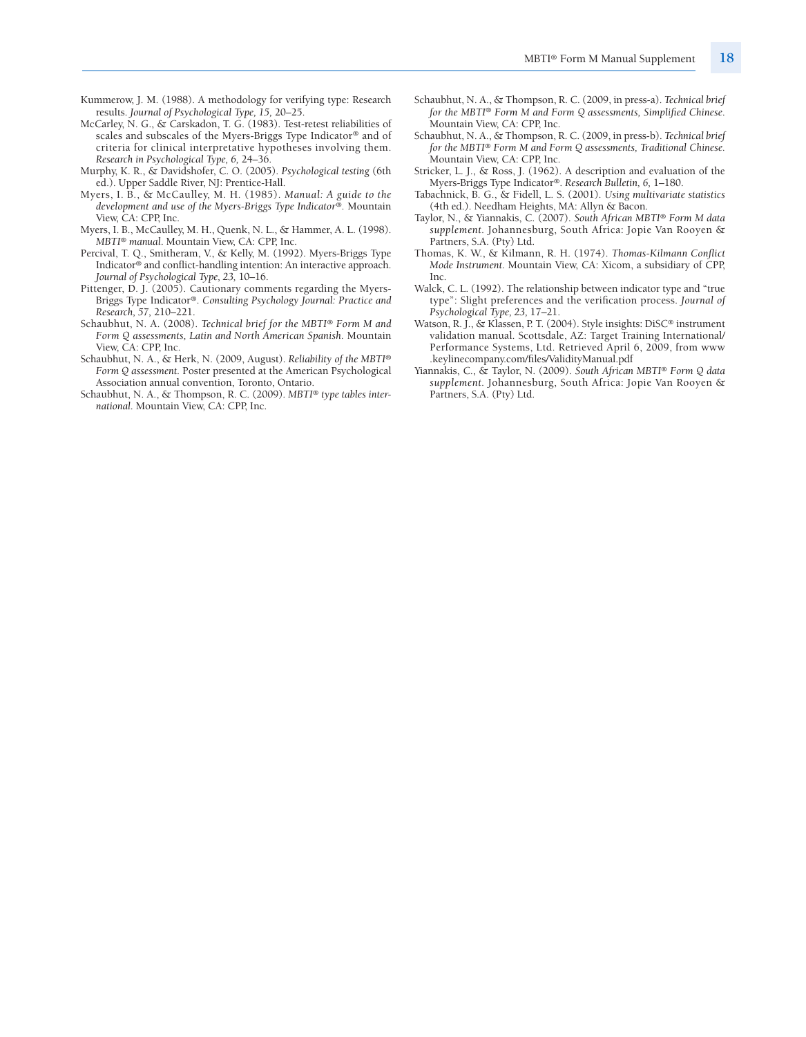Kummerow, J. M. (1988). A methodology for verifying type: Research results. *Journal of Psychological Type, 15,* 20–25.

McCarley, N. G., & Carskadon, T. G. (1983). Test-retest reliabilities of scales and subscales of the Myers-Briggs Type Indicator® and of criteria for clinical interpretative hypotheses involving them. *Research in Psychological Type, 6,* 24–36.

Murphy, K. R., & Davidshofer, C. O. (2005). *Psychological testing* (6th ed.). Upper Saddle River, NJ: Prentice-Hall.

Myers, I. B., & McCaulley, M. H. (1985). *Manual: A guide to the development and use of the Myers-Briggs Type Indicator®.* Mountain View, CA: CPP, Inc.

Myers, I. B., McCaulley, M. H., Quenk, N. L., & Hammer, A. L. (1998). *MBTI® manual.* Mountain View, CA: CPP, Inc.

Percival, T. Q., Smitheram, V., & Kelly, M. (1992). Myers-Briggs Type Indicator® and conflict-handling intention: An interactive approach. *Journal of Psychological Type, 23,* 10–16.

Pittenger, D. J. (2005). Cautionary comments regarding the Myers-Briggs Type Indicator®. *Consulting Psychology Journal: Practice and Research, 57,* 210–221.

Schaubhut, N. A. (2008). *Technical brief for the MBTI® Form M and Form Q assessments, Latin and North American Spanish.* Mountain View, CA: CPP, Inc.

Schaubhut, N. A., & Herk, N. (2009, August). *Reliability of the MBTI® Form Q assessment.* Poster presented at the American Psychological Association annual convention, Toronto, Ontario.

Schaubhut, N. A., & Thompson, R. C. (2009). *MBTI® type tables international.* Mountain View, CA: CPP, Inc.

Schaubhut, N. A., & Thompson, R. C. (2009, in press-a). *Technical brief for the MBTI® Form M and Form Q assessments, Simplified Chinese.* Mountain View, CA: CPP, Inc.

Schaubhut, N. A., & Thompson, R. C. (2009, in press-b). *Technical brief for the MBTI® Form M and Form Q assessments, Traditional Chinese.* Mountain View, CA: CPP, Inc.

Stricker, L. J., & Ross, J. (1962). A description and evaluation of the Myers-Briggs Type Indicator®. *Research Bulletin, 6,* 1–180.

Tabachnick, B. G., & Fidell, L. S. (2001). *Using multivariate statistics* (4th ed.). Needham Heights, MA: Allyn & Bacon.

Taylor, N., & Yiannakis, C. (2007). *South African MBTI® Form M data supplement.* Johannesburg, South Africa: Jopie Van Rooyen & Partners, S.A. (Pty) Ltd.

Thomas, K. W., & Kilmann, R. H. (1974). *Thomas-Kilmann Conflict Mode Instrument.* Mountain View, CA: Xicom, a subsidiary of CPP, Inc.

Walck, C. L. (1992). The relationship between indicator type and "true type": Slight preferences and the verification process. *Journal of Psychological Type, 23,* 17–21.

Watson, R. J., & Klassen, P. T. (2004). Style insights: DiSC® instrument validation manual. Scottsdale, AZ: Target Training International/Performance Systems, Ltd. Retrieved April 6, 2009, from www.keylinecompany.com/files/ValidityManual.pdf

Yiannakis, C., & Taylor, N. (2009). *South African MBTI® Form Q data supplement.* Johannesburg, South Africa: Jopie Van Rooyen & Partners, S.A. (Pty) Ltd.